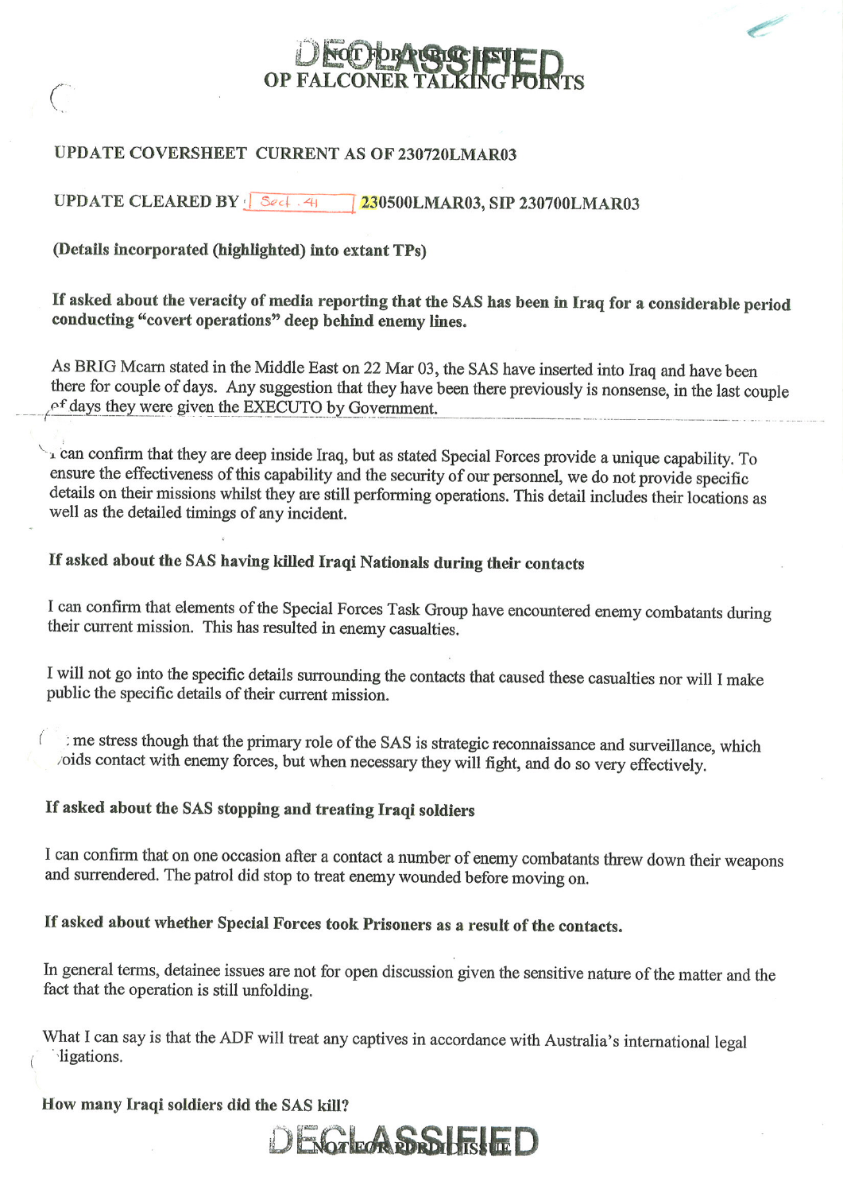DECLASSIFIED
NOT FOR PUBLIC ISSUE

# OP FALCONER TALKING POINTS

**UPDATE COVERSHEET CURRENT AS OF 230720LMAR03**

**UPDATE CLEARED BY** Sect. 41 **230500LMAR03, SIP 230700LMAR03**

**(Details incorporated (highlighted) into extant TPs)**

**If asked about the veracity of media reporting that the SAS has been in Iraq for a considerable period conducting "covert operations" deep behind enemy lines.**

As BRIG Mcarn stated in the Middle East on 22 Mar 03, the SAS have inserted into Iraq and have been there for couple of days. Any suggestion that they have been there previously is nonsense, in the last couple of days they were given the EXECUTO by Government.

I can confirm that they are deep inside Iraq, but as stated Special Forces provide a unique capability. To ensure the effectiveness of this capability and the security of our personnel, we do not provide specific details on their missions whilst they are still performing operations. This detail includes their locations as well as the detailed timings of any incident.

**If asked about the SAS having killed Iraqi Nationals during their contacts**

I can confirm that elements of the Special Forces Task Group have encountered enemy combatants during their current mission. This has resulted in enemy casualties.

I will not go into the specific details surrounding the contacts that caused these casualties nor will I make public the specific details of their current mission.

Let me stress though that the primary role of the SAS is strategic reconnaissance and surveillance, which avoids contact with enemy forces, but when necessary they will fight, and do so very effectively.

**If asked about the SAS stopping and treating Iraqi soldiers**

I can confirm that on one occasion after a contact a number of enemy combatants threw down their weapons and surrendered. The patrol did stop to treat enemy wounded before moving on.

**If asked about whether Special Forces took Prisoners as a result of the contacts.**

In general terms, detainee issues are not for open discussion given the sensitive nature of the matter and the fact that the operation is still unfolding.

What I can say is that the ADF will treat any captives in accordance with Australia's international legal obligations.

**How many Iraqi soldiers did the SAS kill?**

DECLASSIFIED
NOT FOR PUBLIC ISSUE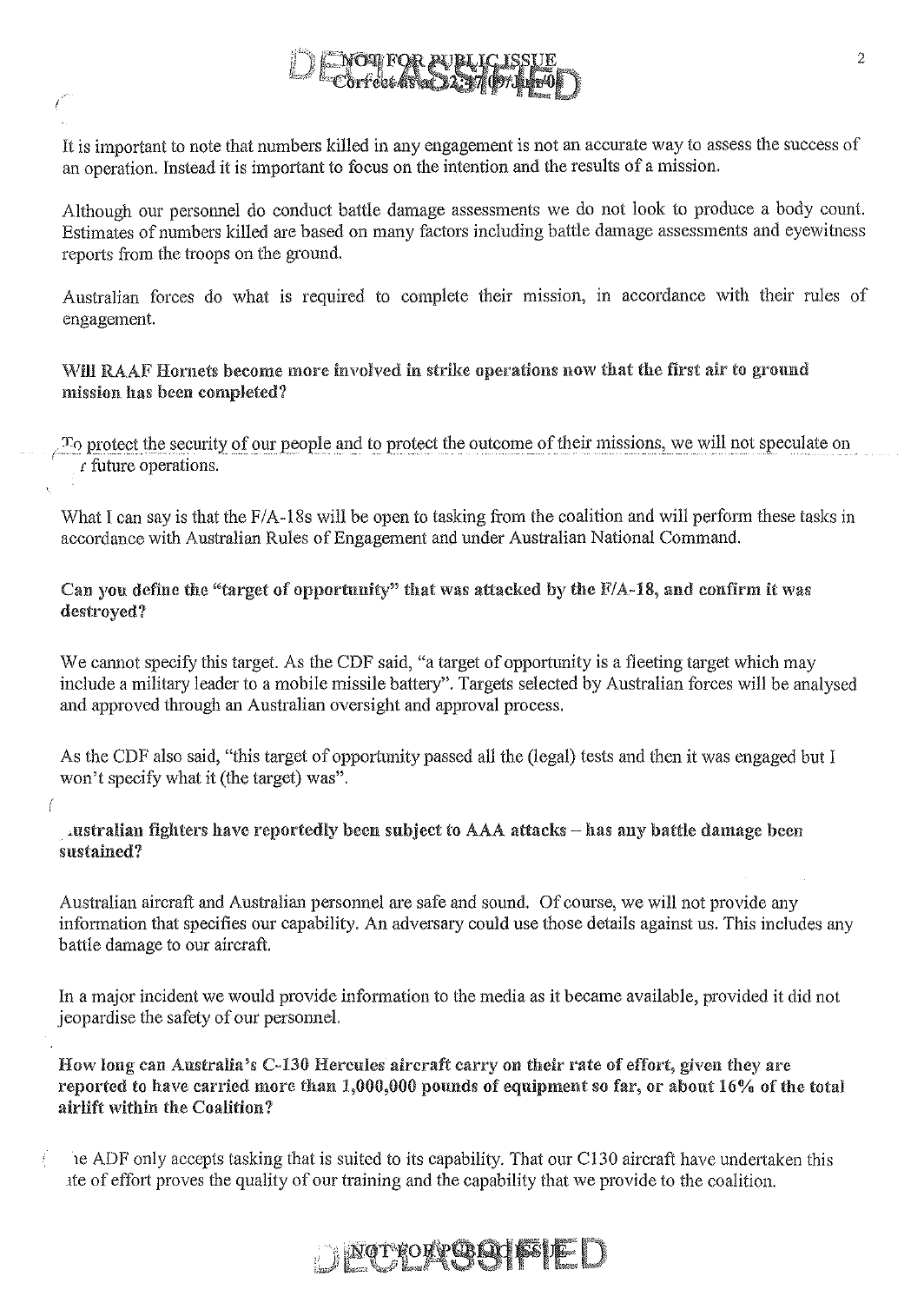It is important to note that numbers killed in any engagement is not an accurate way to assess the success of an operation. Instead it is important to focus on the intention and the results of a mission.

Although our personnel do conduct battle damage assessments we do not look to produce a body count. Estimates of numbers killed are based on many factors including battle damage assessments and eyewitness reports from the troops on the ground.

Australian forces do what is required to complete their mission, in accordance with their rules of engagement.

**Will RAAF Hornets become more involved in strike operations now that the first air to ground mission has been completed?**

To protect the security of our people and to protect the outcome of their missions, we will not speculate on r future operations.

What I can say is that the F/A-18s will be open to tasking from the coalition and will perform these tasks in accordance with Australian Rules of Engagement and under Australian National Command.

**Can you define the "target of opportunity" that was attacked by the F/A-18, and confirm it was destroyed?**

We cannot specify this target. As the CDF said, "a target of opportunity is a fleeting target which may include a military leader to a mobile missile battery". Targets selected by Australian forces will be analysed and approved through an Australian oversight and approval process.

As the CDF also said, "this target of opportunity passed all the (legal) tests and then it was engaged but I won't specify what it (the target) was".

**ustralian fighters have reportedly been subject to AAA attacks – has any battle damage been sustained?**

Australian aircraft and Australian personnel are safe and sound. Of course, we will not provide any information that specifies our capability. An adversary could use those details against us. This includes any battle damage to our aircraft.

In a major incident we would provide information to the media as it became available, provided it did not jeopardise the safety of our personnel.

**How long can Australia's C-130 Hercules aircraft carry on their rate of effort, given they are reported to have carried more than 1,000,000 pounds of equipment so far, or about 16% of the total airlift within the Coalition?**

ıe ADF only accepts tasking that is suited to its capability. That our C130 aircraft have undertaken this ıte of effort proves the quality of our training and the capability that we provide to the coalition.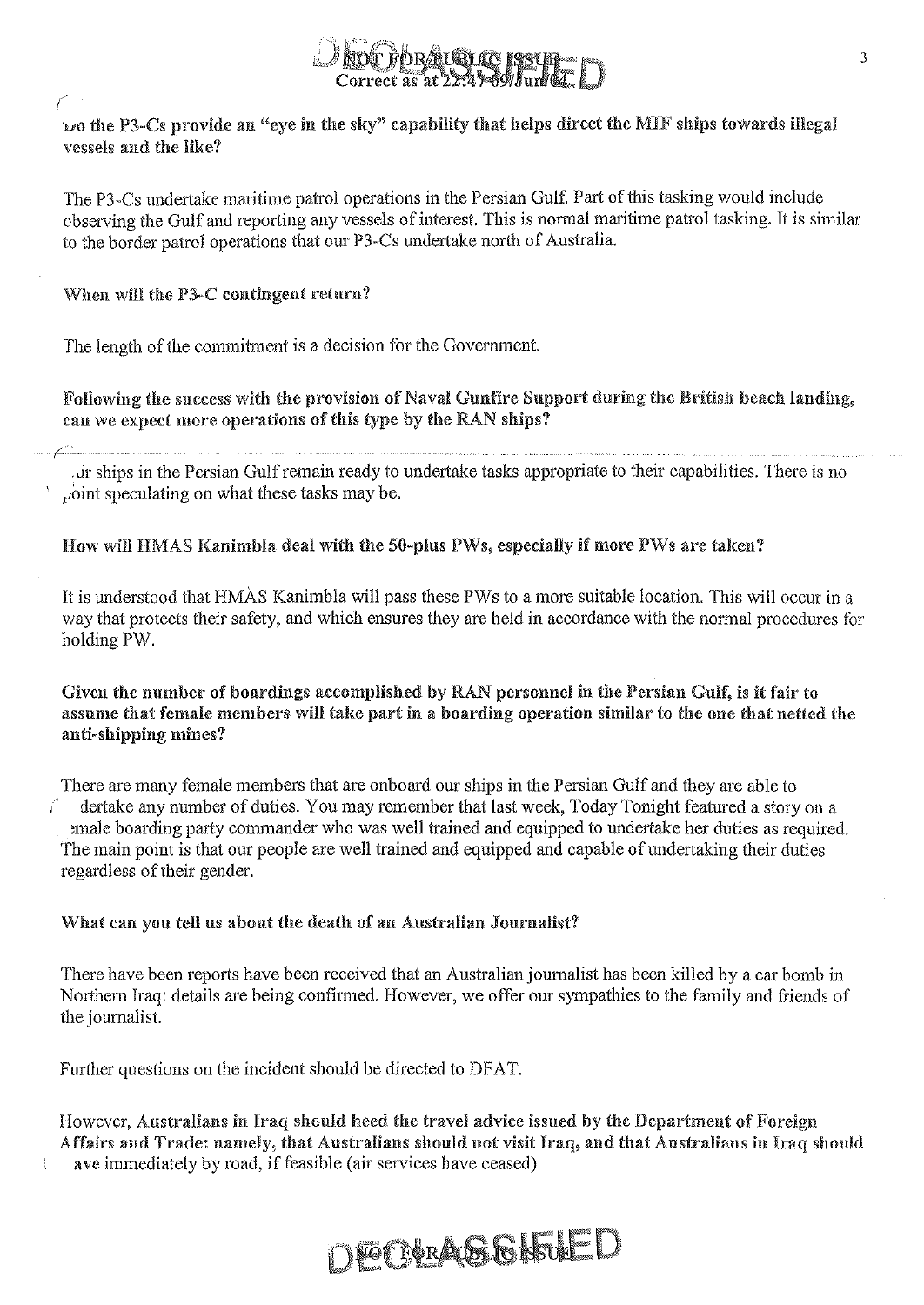**Do the P3-Cs provide an "eye in the sky" capability that helps direct the MIF ships towards illegal vessels and the like?**

The P3-Cs undertake maritime patrol operations in the Persian Gulf. Part of this tasking would include observing the Gulf and reporting any vessels of interest. This is normal maritime patrol tasking. It is similar to the border patrol operations that our P3-Cs undertake north of Australia.

**When will the P3-C contingent return?**

The length of the commitment is a decision for the Government.

**Following the success with the provision of Naval Gunfire Support during the British beach landing, can we expect more operations of this type by the RAN ships?**

Our ships in the Persian Gulf remain ready to undertake tasks appropriate to their capabilities. There is no point speculating on what these tasks may be.

**How will HMAS Kanimbla deal with the 50-plus PWs, especially if more PWs are taken?**

It is understood that HMAS Kanimbla will pass these PWs to a more suitable location. This will occur in a way that protects their safety, and which ensures they are held in accordance with the normal procedures for holding PW.

**Given the number of boardings accomplished by RAN personnel in the Persian Gulf, is it fair to assume that female members will take part in a boarding operation similar to the one that netted the anti-shipping mines?**

There are many female members that are onboard our ships in the Persian Gulf and they are able to undertake any number of duties. You may remember that last week, Today Tonight featured a story on a female boarding party commander who was well trained and equipped to undertake her duties as required. The main point is that our people are well trained and equipped and capable of undertaking their duties regardless of their gender.

**What can you tell us about the death of an Australian Journalist?**

There have been reports have been received that an Australian journalist has been killed by a car bomb in Northern Iraq: details are being confirmed. However, we offer our sympathies to the family and friends of the journalist.

Further questions on the incident should be directed to DFAT.

However, **Australians in Iraq should heed the travel advice issued by the Department of Foreign Affairs and Trade: namely, that Australians should not visit Iraq, and that Australians in Iraq should leave** immediately by road, if feasible (air services have ceased).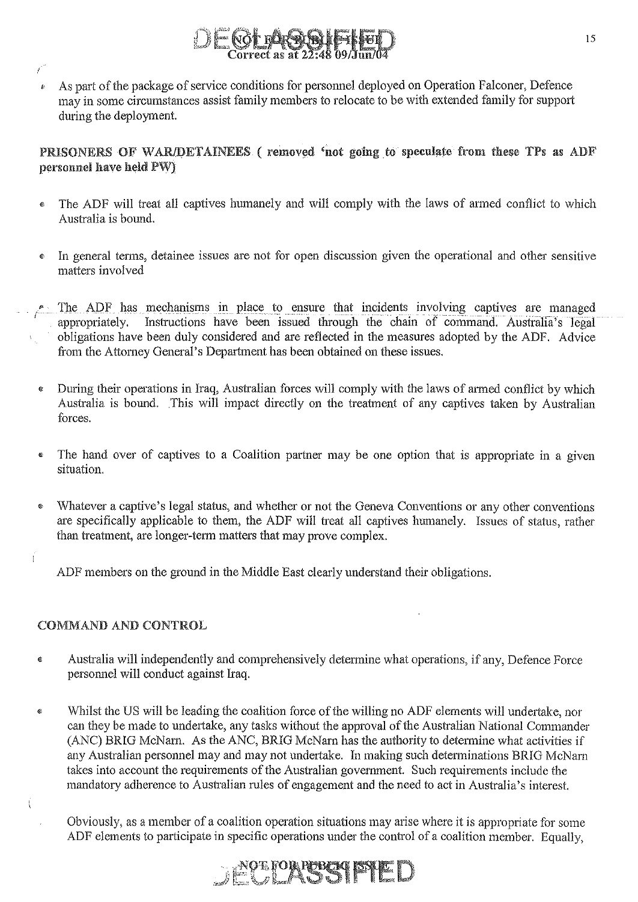- As part of the package of service conditions for personnel deployed on Operation Falconer, Defence may in some circumstances assist family members to relocate to be with extended family for support during the deployment.

**PRISONERS OF WAR/DETAINEES ( removed 'not going to speculate from these TPs as ADF personnel have held PW)**

- The ADF will treat all captives humanely and will comply with the laws of armed conflict to which Australia is bound.

- In general terms, detainee issues are not for open discussion given the operational and other sensitive matters involved

- The ADF has mechanisms in place to ensure that incidents involving captives are managed appropriately. Instructions have been issued through the chain of command. Australia's legal obligations have been duly considered and are reflected in the measures adopted by the ADF. Advice from the Attorney General's Department has been obtained on these issues.

- During their operations in Iraq, Australian forces will comply with the laws of armed conflict by which Australia is bound. This will impact directly on the treatment of any captives taken by Australian forces.

- The hand over of captives to a Coalition partner may be one option that is appropriate in a given situation.

- Whatever a captive's legal status, and whether or not the Geneva Conventions or any other conventions are specifically applicable to them, the ADF will treat all captives humanely. Issues of status, rather than treatment, are longer-term matters that may prove complex.

ADF members on the ground in the Middle East clearly understand their obligations.

**COMMAND AND CONTROL**

- Australia will independently and comprehensively determine what operations, if any, Defence Force personnel will conduct against Iraq.

- Whilst the US will be leading the coalition force of the willing no ADF elements will undertake, nor can they be made to undertake, any tasks without the approval of the Australian National Commander (ANC) BRIG McNarn. As the ANC, BRIG McNarn has the authority to determine what activities if any Australian personnel may and may not undertake. In making such determinations BRIG McNarn takes into account the requirements of the Australian government. Such requirements include the mandatory adherence to Australian rules of engagement and the need to act in Australia's interest.

Obviously, as a member of a coalition operation situations may arise where it is appropriate for some ADF elements to participate in specific operations under the control of a coalition member. Equally,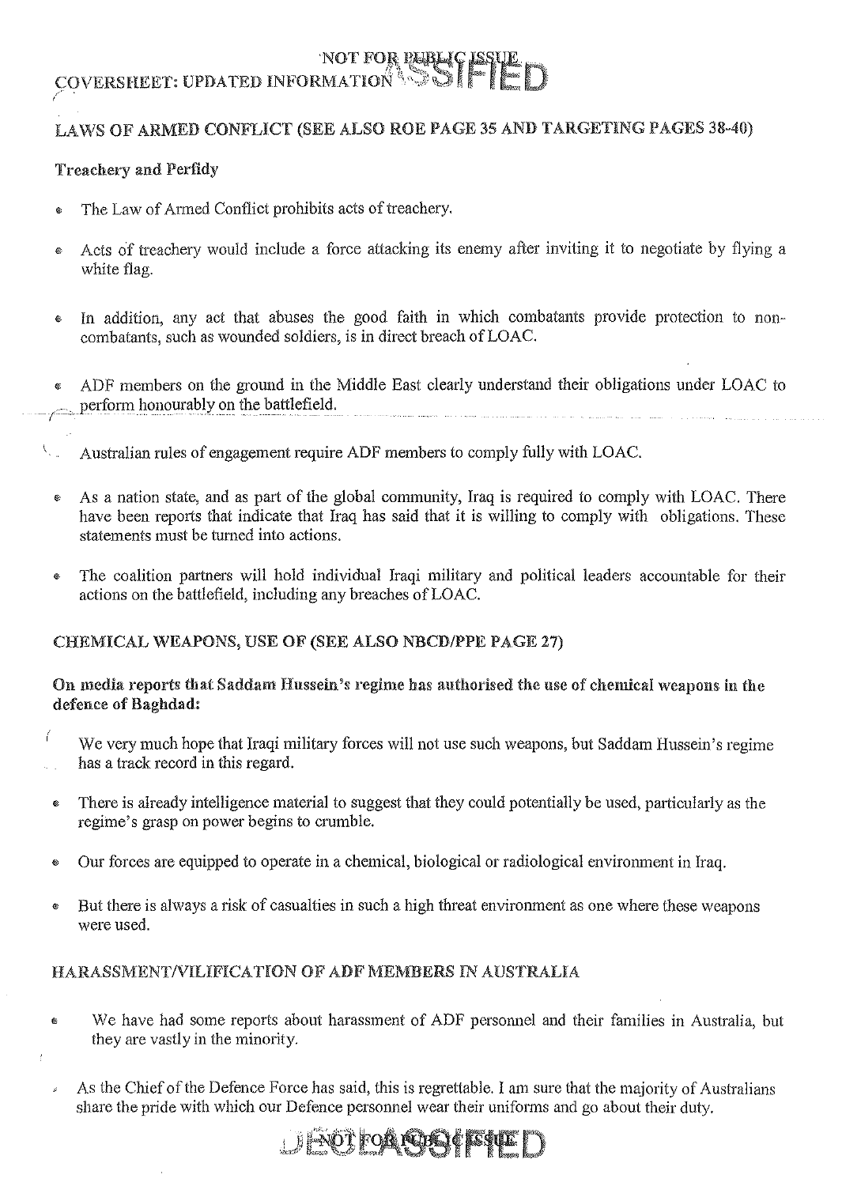NOT FOR PUBLIC ISSUE

COVERSHEET: UPDATED INFORMATION

## LAWS OF ARMED CONFLICT (SEE ALSO ROE PAGE 35 AND TARGETING PAGES 38-40)

### Treachery and Perfidy

- The Law of Armed Conflict prohibits acts of treachery.
- Acts of treachery would include a force attacking its enemy after inviting it to negotiate by flying a white flag.
- In addition, any act that abuses the good faith in which combatants provide protection to non-combatants, such as wounded soldiers, is in direct breach of LOAC.
- ADF members on the ground in the Middle East clearly understand their obligations under LOAC to perform honourably on the battlefield.
- Australian rules of engagement require ADF members to comply fully with LOAC.
- As a nation state, and as part of the global community, Iraq is required to comply with LOAC. There have been reports that indicate that Iraq has said that it is willing to comply with obligations. These statements must be turned into actions.
- The coalition partners will hold individual Iraqi military and political leaders accountable for their actions on the battlefield, including any breaches of LOAC.

## CHEMICAL WEAPONS, USE OF (SEE ALSO NBCD/PPE PAGE 27)

**On media reports that Saddam Hussein's regime has authorised the use of chemical weapons in the defence of Baghdad:**

- We very much hope that Iraqi military forces will not use such weapons, but Saddam Hussein's regime has a track record in this regard.
- There is already intelligence material to suggest that they could potentially be used, particularly as the regime's grasp on power begins to crumble.
- Our forces are equipped to operate in a chemical, biological or radiological environment in Iraq.
- But there is always a risk of casualties in such a high threat environment as one where these weapons were used.

## HARASSMENT/VILIFICATION OF ADF MEMBERS IN AUSTRALIA

- We have had some reports about harassment of ADF personnel and their families in Australia, but they are vastly in the minority.
- As the Chief of the Defence Force has said, this is regrettable. I am sure that the majority of Australians share the pride with which our Defence personnel wear their uniforms and go about their duty.

NOT FOR PUBLIC ISSUE